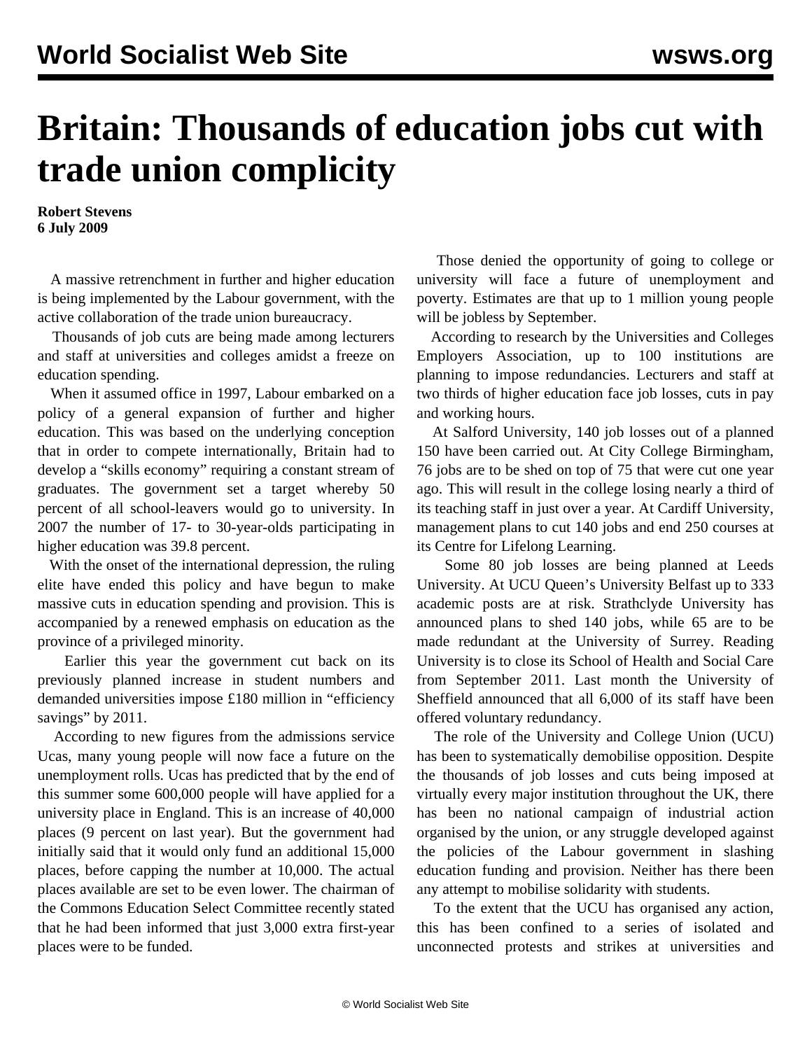# Britain: Thousands of education jobs cut with trade union complicity

**Robert Stevens**
**6 July 2009**

A massive retrenchment in further and higher education is being implemented by the Labour government, with the active collaboration of the trade union bureaucracy.

Thousands of job cuts are being made among lecturers and staff at universities and colleges amidst a freeze on education spending.

When it assumed office in 1997, Labour embarked on a policy of a general expansion of further and higher education. This was based on the underlying conception that in order to compete internationally, Britain had to develop a "skills economy" requiring a constant stream of graduates. The government set a target whereby 50 percent of all school-leavers would go to university. In 2007 the number of 17- to 30-year-olds participating in higher education was 39.8 percent.

With the onset of the international depression, the ruling elite have ended this policy and have begun to make massive cuts in education spending and provision. This is accompanied by a renewed emphasis on education as the province of a privileged minority.

Earlier this year the government cut back on its previously planned increase in student numbers and demanded universities impose £180 million in "efficiency savings" by 2011.

According to new figures from the admissions service Ucas, many young people will now face a future on the unemployment rolls. Ucas has predicted that by the end of this summer some 600,000 people will have applied for a university place in England. This is an increase of 40,000 places (9 percent on last year). But the government had initially said that it would only fund an additional 15,000 places, before capping the number at 10,000. The actual places available are set to be even lower. The chairman of the Commons Education Select Committee recently stated that he had been informed that just 3,000 extra first-year places were to be funded.

Those denied the opportunity of going to college or university will face a future of unemployment and poverty. Estimates are that up to 1 million young people will be jobless by September.

According to research by the Universities and Colleges Employers Association, up to 100 institutions are planning to impose redundancies. Lecturers and staff at two thirds of higher education face job losses, cuts in pay and working hours.

At Salford University, 140 job losses out of a planned 150 have been carried out. At City College Birmingham, 76 jobs are to be shed on top of 75 that were cut one year ago. This will result in the college losing nearly a third of its teaching staff in just over a year. At Cardiff University, management plans to cut 140 jobs and end 250 courses at its Centre for Lifelong Learning.

Some 80 job losses are being planned at Leeds University. At UCU Queen's University Belfast up to 333 academic posts are at risk. Strathclyde University has announced plans to shed 140 jobs, while 65 are to be made redundant at the University of Surrey. Reading University is to close its School of Health and Social Care from September 2011. Last month the University of Sheffield announced that all 6,000 of its staff have been offered voluntary redundancy.

The role of the University and College Union (UCU) has been to systematically demobilise opposition. Despite the thousands of job losses and cuts being imposed at virtually every major institution throughout the UK, there has been no national campaign of industrial action organised by the union, or any struggle developed against the policies of the Labour government in slashing education funding and provision. Neither has there been any attempt to mobilise solidarity with students.

To the extent that the UCU has organised any action, this has been confined to a series of isolated and unconnected protests and strikes at universities and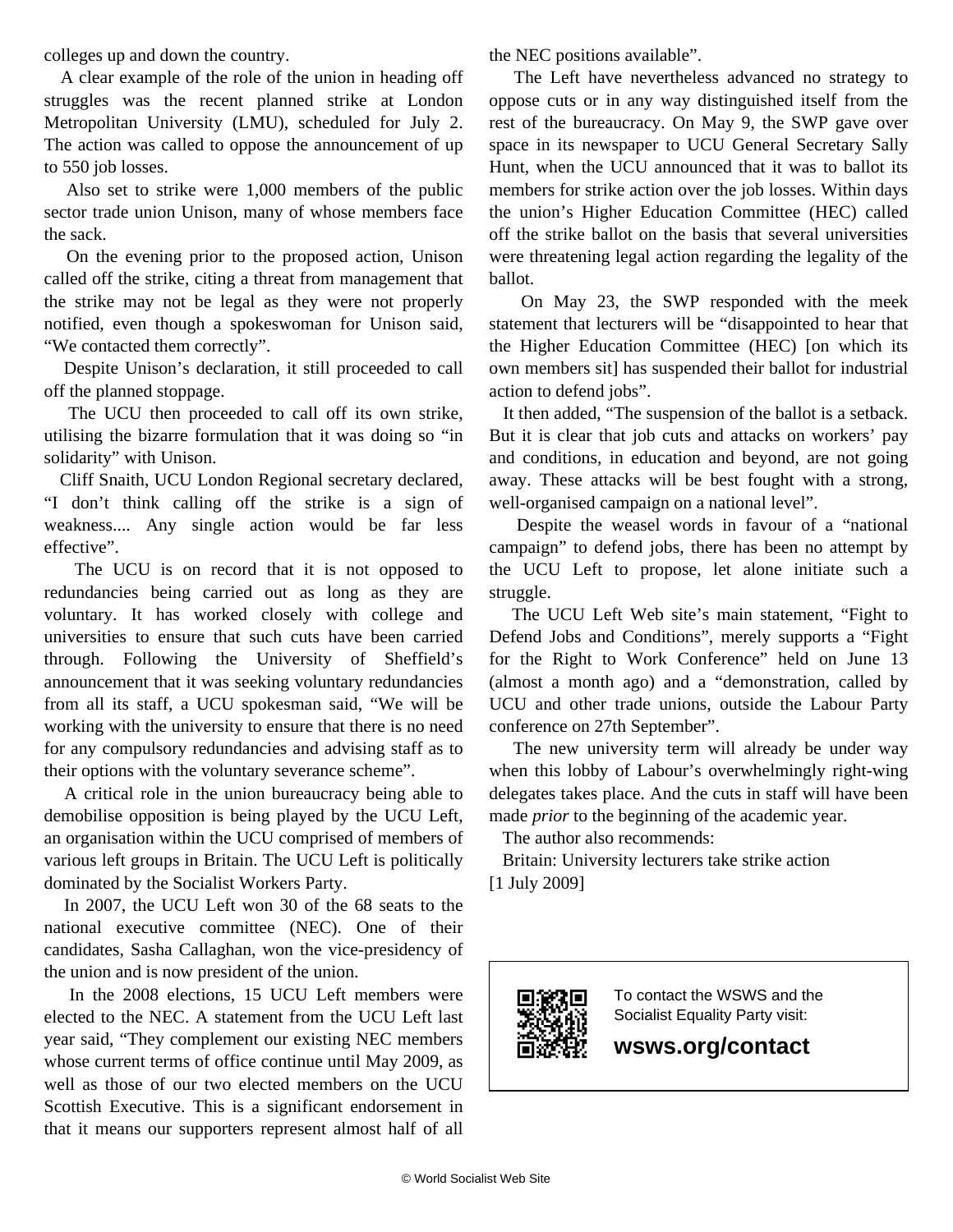colleges up and down the country.

A clear example of the role of the union in heading off struggles was the recent planned strike at London Metropolitan University (LMU), scheduled for July 2. The action was called to oppose the announcement of up to 550 job losses.

Also set to strike were 1,000 members of the public sector trade union Unison, many of whose members face the sack.

On the evening prior to the proposed action, Unison called off the strike, citing a threat from management that the strike may not be legal as they were not properly notified, even though a spokeswoman for Unison said, "We contacted them correctly".

Despite Unison's declaration, it still proceeded to call off the planned stoppage.

The UCU then proceeded to call off its own strike, utilising the bizarre formulation that it was doing so "in solidarity" with Unison.

Cliff Snaith, UCU London Regional secretary declared, "I don't think calling off the strike is a sign of weakness.... Any single action would be far less effective".

The UCU is on record that it is not opposed to redundancies being carried out as long as they are voluntary. It has worked closely with college and universities to ensure that such cuts have been carried through. Following the University of Sheffield's announcement that it was seeking voluntary redundancies from all its staff, a UCU spokesman said, "We will be working with the university to ensure that there is no need for any compulsory redundancies and advising staff as to their options with the voluntary severance scheme".

A critical role in the union bureaucracy being able to demobilise opposition is being played by the UCU Left, an organisation within the UCU comprised of members of various left groups in Britain. The UCU Left is politically dominated by the Socialist Workers Party.

In 2007, the UCU Left won 30 of the 68 seats to the national executive committee (NEC). One of their candidates, Sasha Callaghan, won the vice-presidency of the union and is now president of the union.

In the 2008 elections, 15 UCU Left members were elected to the NEC. A statement from the UCU Left last year said, "They complement our existing NEC members whose current terms of office continue until May 2009, as well as those of our two elected members on the UCU Scottish Executive. This is a significant endorsement in that it means our supporters represent almost half of all the NEC positions available".

The Left have nevertheless advanced no strategy to oppose cuts or in any way distinguished itself from the rest of the bureaucracy. On May 9, the SWP gave over space in its newspaper to UCU General Secretary Sally Hunt, when the UCU announced that it was to ballot its members for strike action over the job losses. Within days the union's Higher Education Committee (HEC) called off the strike ballot on the basis that several universities were threatening legal action regarding the legality of the ballot.

On May 23, the SWP responded with the meek statement that lecturers will be "disappointed to hear that the Higher Education Committee (HEC) [on which its own members sit] has suspended their ballot for industrial action to defend jobs".

It then added, "The suspension of the ballot is a setback. But it is clear that job cuts and attacks on workers' pay and conditions, in education and beyond, are not going away. These attacks will be best fought with a strong, well-organised campaign on a national level".

Despite the weasel words in favour of a "national campaign" to defend jobs, there has been no attempt by the UCU Left to propose, let alone initiate such a struggle.

The UCU Left Web site's main statement, "Fight to Defend Jobs and Conditions", merely supports a "Fight for the Right to Work Conference" held on June 13 (almost a month ago) and a "demonstration, called by UCU and other trade unions, outside the Labour Party conference on 27th September".

The new university term will already be under way when this lobby of Labour's overwhelmingly right-wing delegates takes place. And the cuts in staff will have been made *prior* to the beginning of the academic year.

The author also recommends:

Britain: University lecturers take strike action
[1 July 2009]

To contact the WSWS and the Socialist Equality Party visit:

**wsws.org/contact**